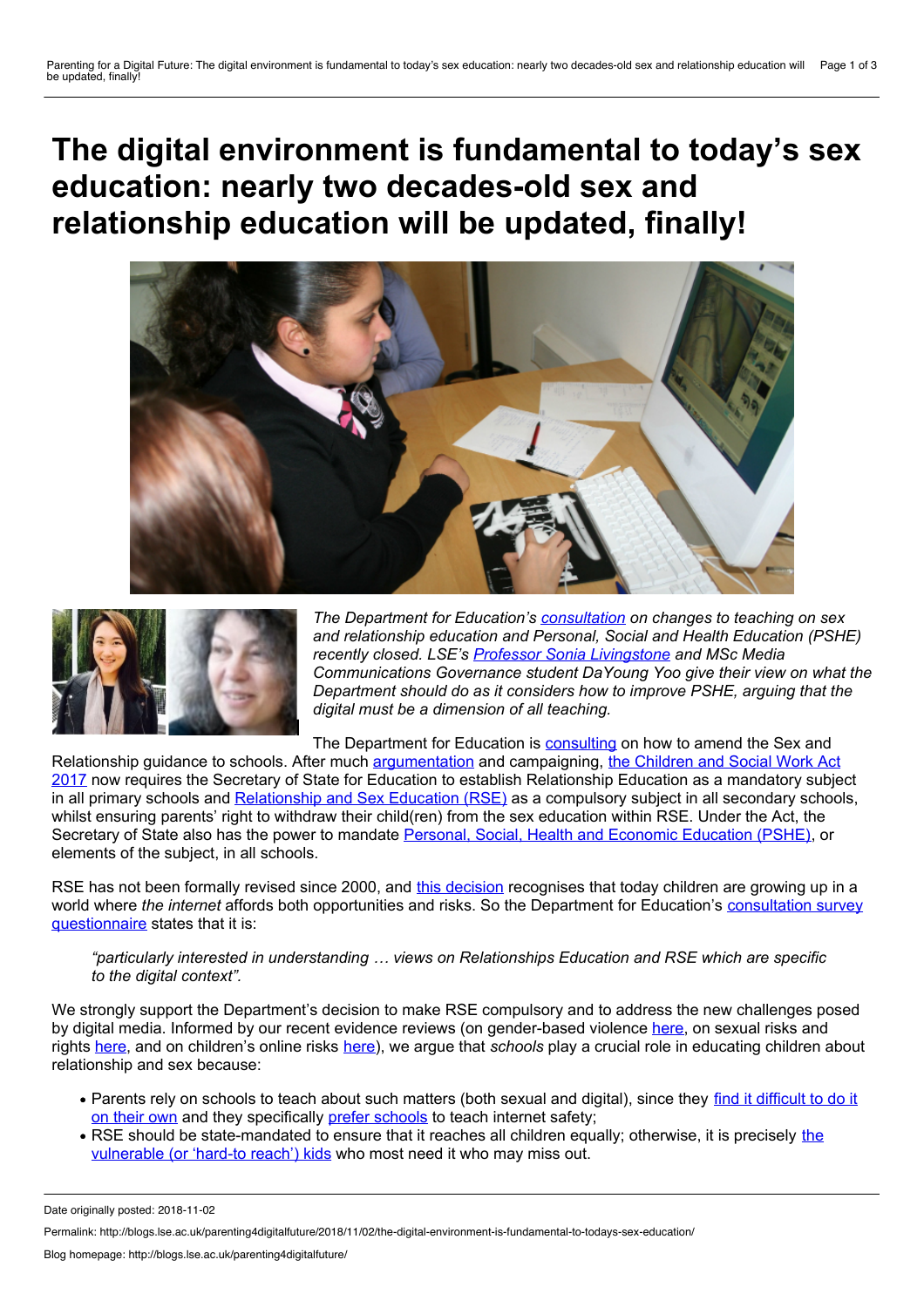# The digital environment is fundamental to today's sex education: nearly two decades-old sex and relationship education will be updated, finally!

*The Department for Education's consultation on changes to teaching on sex and relationship education and Personal, Social and Health Education (PSHE) recently closed. LSE's Professor Sonia Livingstone and MSc Media Communications Governance student DaYoung Yoo give their view on what the Department should do as it considers how to improve PSHE, arguing that the digital must be a dimension of all teaching.*

The Department for Education is consulting on how to amend the Sex and Relationship guidance to schools. After much argumentation and campaigning, the Children and Social Work Act 2017 now requires the Secretary of State for Education to establish Relationship Education as a mandatory subject in all primary schools and Relationship and Sex Education (RSE) as a compulsory subject in all secondary schools, whilst ensuring parents' right to withdraw their child(ren) from the sex education within RSE. Under the Act, the Secretary of State also has the power to mandate Personal, Social, Health and Economic Education (PSHE), or elements of the subject, in all schools.

RSE has not been formally revised since 2000, and this decision recognises that today children are growing up in a world where *the internet* affords both opportunities and risks. So the Department for Education's consultation survey questionnaire states that it is:

> *"particularly interested in understanding … views on Relationships Education and RSE which are specific to the digital context".*

We strongly support the Department's decision to make RSE compulsory and to address the new challenges posed by digital media. Informed by our recent evidence reviews (on gender-based violence here, on sexual risks and rights here, and on children's online risks here), we argue that *schools* play a crucial role in educating children about relationship and sex because:

- Parents rely on schools to teach about such matters (both sexual and digital), since they find it difficult to do it on their own and they specifically prefer schools to teach internet safety;
- RSE should be state-mandated to ensure that it reaches all children equally; otherwise, it is precisely the vulnerable (or 'hard-to reach') kids who most need it who may miss out.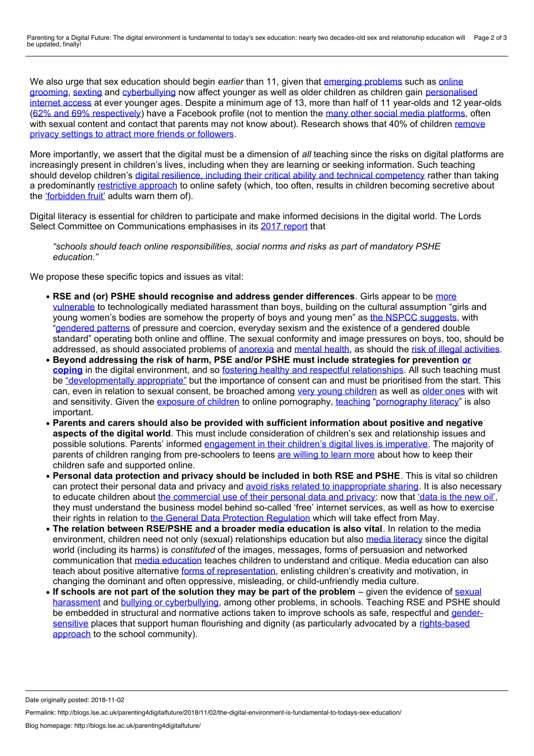We also urge that sex education should begin *earlier* than 11, given that emerging problems such as online grooming, sexting and cyberbullying now affect younger as well as older children as children gain personalised internet access at ever younger ages. Despite a minimum age of 13, more than half of 11 year-olds and 12 year-olds (62% and 69% respectively) have a Facebook profile (not to mention the many other social media platforms, often with sexual content and contact that parents may not know about). Research shows that 40% of children remove privacy settings to attract more friends or followers.

More importantly, we assert that the digital must be a dimension of *all* teaching since the risks on digital platforms are increasingly present in children's lives, including when they are learning or seeking information. Such teaching should develop children's digital resilience, including their critical ability and technical competency rather than taking a predominantly restrictive approach to online safety (which, too often, results in children becoming secretive about the 'forbidden fruit' adults warn them of).

Digital literacy is essential for children to participate and make informed decisions in the digital world. The Lords Select Committee on Communications emphasises in its 2017 report that

> *"schools should teach online responsibilities, social norms and risks as part of mandatory PSHE education."*

We propose these specific topics and issues as vital:

- **RSE and (or) PSHE should recognise and address gender differences**. Girls appear to be more vulnerable to technologically mediated harassment than boys, building on the cultural assumption "girls and young women's bodies are somehow the property of boys and young men" as the NSPCC suggests, with "gendered patterns of pressure and coercion, everyday sexism and the existence of a gendered double standard" operating both online and offline. The sexual conformity and image pressures on boys, too, should be addressed, as should associated problems of anorexia and mental health, as should the risk of illegal activities.
- **Beyond addressing the risk of harm, PSE and/or PSHE must include strategies for prevention or coping** in the digital environment, and so fostering healthy and respectful relationships. All such teaching must be "developmentally appropriate" but the importance of consent can and must be prioritised from the start. This can, even in relation to sexual consent, be broached among very young children as well as older ones with wit and sensitivity. Given the exposure of children to online pornography, teaching "pornography literacy" is also important.
- **Parents and carers should also be provided with sufficient information about positive and negative aspects of the digital world**. This must include consideration of children's sex and relationship issues and possible solutions. Parents' informed engagement in their children's digital lives is imperative. The majority of parents of children ranging from pre-schoolers to teens are willing to learn more about how to keep their children safe and supported online.
- **Personal data protection and privacy should be included in both RSE and PSHE**. This is vital so children can protect their personal data and privacy and avoid risks related to inappropriate sharing. It is also necessary to educate children about the commercial use of their personal data and privacy: now that 'data is the new oil', they must understand the business model behind so-called 'free' internet services, as well as how to exercise their rights in relation to the General Data Protection Regulation which will take effect from May.
- **The relation between RSE/PSHE and a broader media education is also vital**. In relation to the media environment, children need not only (sexual) relationships education but also media literacy since the digital world (including its harms) is *constituted* of the images, messages, forms of persuasion and networked communication that media education teaches children to understand and critique. Media education can also teach about positive alternative forms of representation, enlisting children's creativity and motivation, in changing the dominant and often oppressive, misleading, or child-unfriendly media culture.
- **If schools are not part of the solution they may be part of the problem** – given the evidence of sexual harassment and bullying or cyberbullying, among other problems, in schools. Teaching RSE and PSHE should be embedded in structural and normative actions taken to improve schools as safe, respectful and gender-sensitive places that support human flourishing and dignity (as particularly advocated by a rights-based approach to the school community).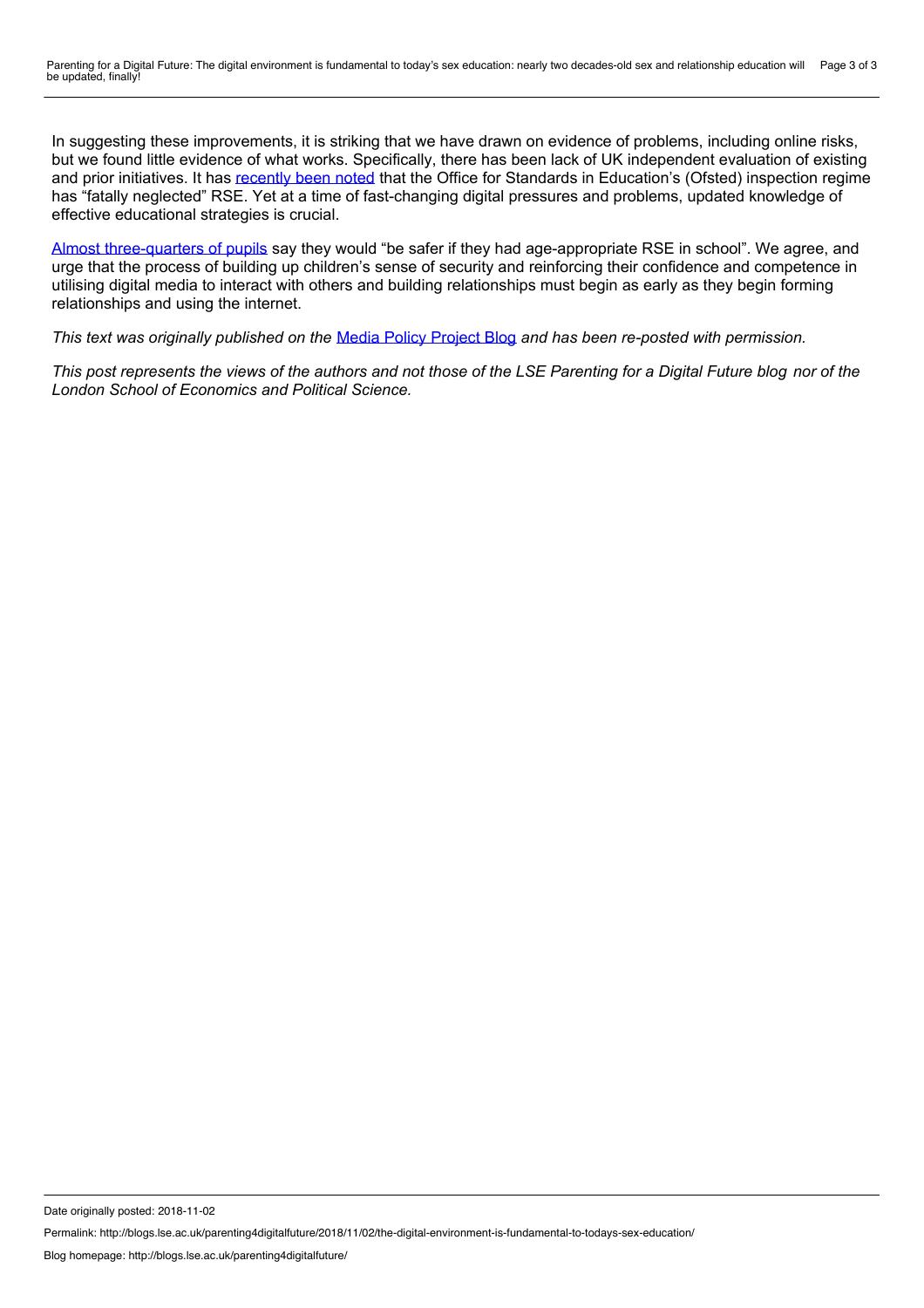In suggesting these improvements, it is striking that we have drawn on evidence of problems, including online risks, but we found little evidence of what works. Specifically, there has been lack of UK independent evaluation of existing and prior initiatives. It has recently been noted that the Office for Standards in Education's (Ofsted) inspection regime has "fatally neglected" RSE. Yet at a time of fast-changing digital pressures and problems, updated knowledge of effective educational strategies is crucial.

Almost three-quarters of pupils say they would "be safer if they had age-appropriate RSE in school". We agree, and urge that the process of building up children's sense of security and reinforcing their confidence and competence in utilising digital media to interact with others and building relationships must begin as early as they begin forming relationships and using the internet.

*This text was originally published on the* Media Policy Project Blog *and has been re-posted with permission.*

*This post represents the views of the authors and not those of the LSE Parenting for a Digital Future blog nor of the London School of Economics and Political Science.*

Date originally posted: 2018-11-02

Permalink: http://blogs.lse.ac.uk/parenting4digitalfuture/2018/11/02/the-digital-environment-is-fundamental-to-todays-sex-education/

Blog homepage: http://blogs.lse.ac.uk/parenting4digitalfuture/